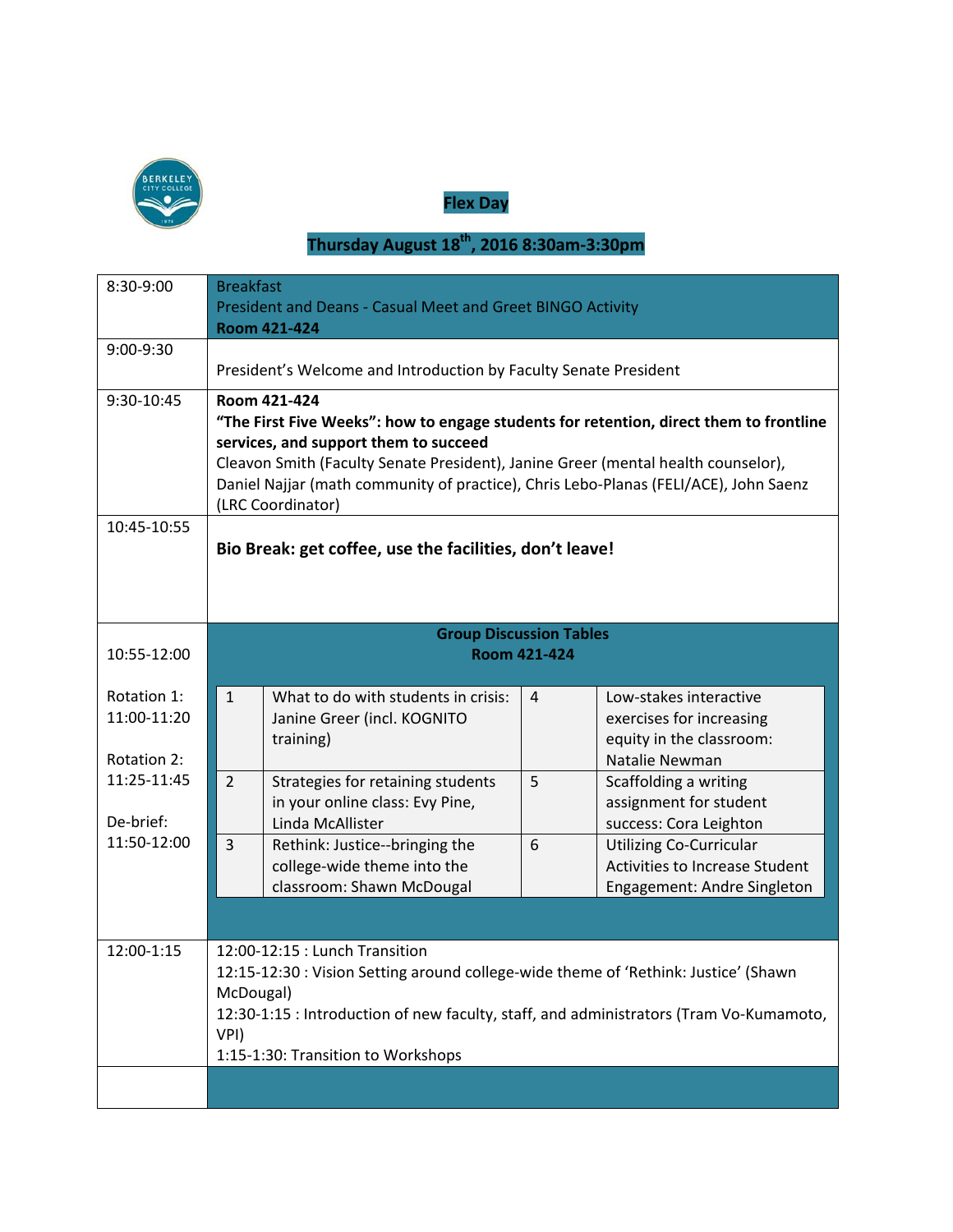# Flex Day

## Thursday August 18th, 2016 8:30am-3:30pm

| Time | Event |
|---|---|
| 8:30-9:00 | Breakfast<br>President and Deans - Casual Meet and Greet BINGO Activity<br>**Room 421-424** |
| 9:00-9:30 | President's Welcome and Introduction by Faculty Senate President |
| 9:30-10:45 | **Room 421-424**<br>**"The First Five Weeks": how to engage students for retention, direct them to frontline services, and support them to succeed**<br>Cleavon Smith (Faculty Senate President), Janine Greer (mental health counselor), Daniel Najjar (math community of practice), Chris Lebo-Planas (FELI/ACE), John Saenz (LRC Coordinator) |
| 10:45-10:55 | **Bio Break: get coffee, use the facilities, don't leave!** |
| 10:55-12:00<br><br>Rotation 1:<br>11:00-11:20<br><br>Rotation 2:<br>11:25-11:45<br><br>De-brief:<br>11:50-12:00 | **Group Discussion Tables**<br>**Room 421-424**<br><br>1 — What to do with students in crisis: Janine Greer (incl. KOGNITO training)<br>2 — Strategies for retaining students in your online class: Evy Pine, Linda McAllister<br>3 — Rethink: Justice--bringing the college-wide theme into the classroom: Shawn McDougal<br>4 — Low-stakes interactive exercises for increasing equity in the classroom: Natalie Newman<br>5 — Scaffolding a writing assignment for student success: Cora Leighton<br>6 — Utilizing Co-Curricular Activities to Increase Student Engagement: Andre Singleton |
| 12:00-1:15 | 12:00-12:15 : Lunch Transition<br>12:15-12:30 : Vision Setting around college-wide theme of 'Rethink: Justice' (Shawn McDougal)<br>12:30-1:15 : Introduction of new faculty, staff, and administrators (Tram Vo-Kumamoto, VPI)<br>1:15-1:30: Transition to Workshops |
| | |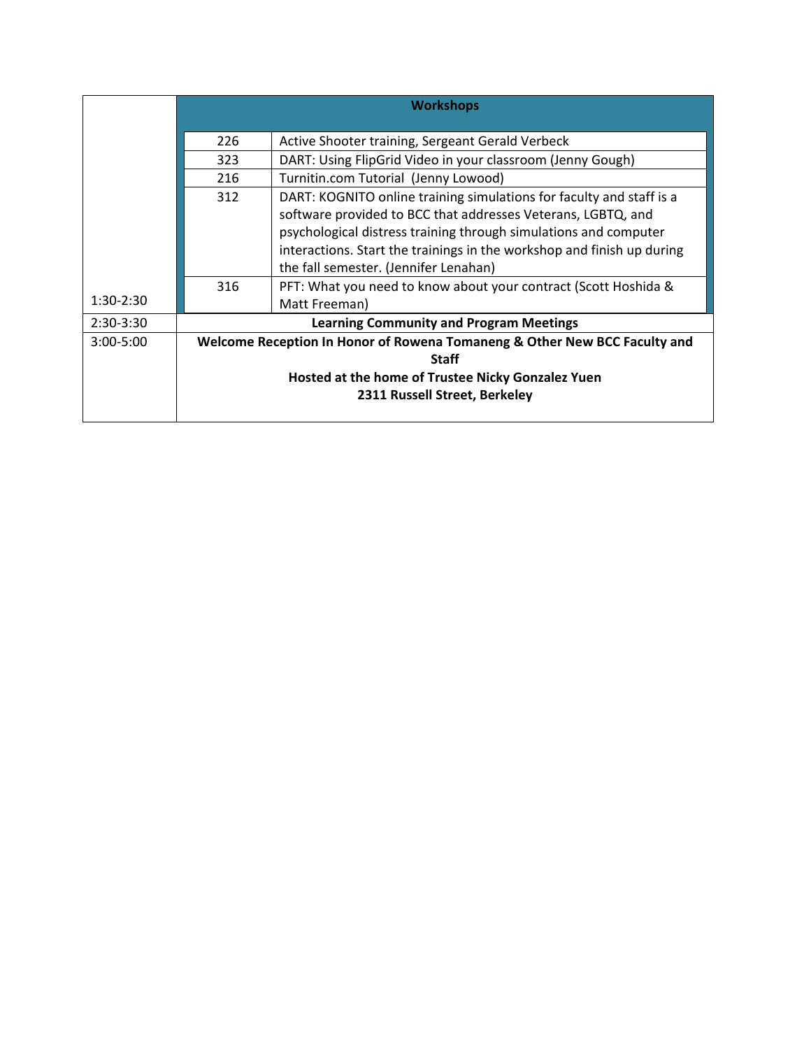| | | |
|---|---|---|
| | **Workshops** | |
| | 226 | Active Shooter training, Sergeant Gerald Verbeck |
| | 323 | DART: Using FlipGrid Video in your classroom (Jenny Gough) |
| | 216 | Turnitin.com Tutorial (Jenny Lowood) |
| | 312 | DART: KOGNITO online training simulations for faculty and staff is a software provided to BCC that addresses Veterans, LGBTQ, and psychological distress training through simulations and computer interactions. Start the trainings in the workshop and finish up during the fall semester. (Jennifer Lenahan) |
| 1:30-2:30 | 316 | PFT: What you need to know about your contract (Scott Hoshida & Matt Freeman) |
| 2:30-3:30 | **Learning Community and Program Meetings** | |
| 3:00-5:00 | **Welcome Reception In Honor of Rowena Tomaneng & Other New BCC Faculty and Staff**<br>**Hosted at the home of Trustee Nicky Gonzalez Yuen**<br>**2311 Russell Street, Berkeley** | |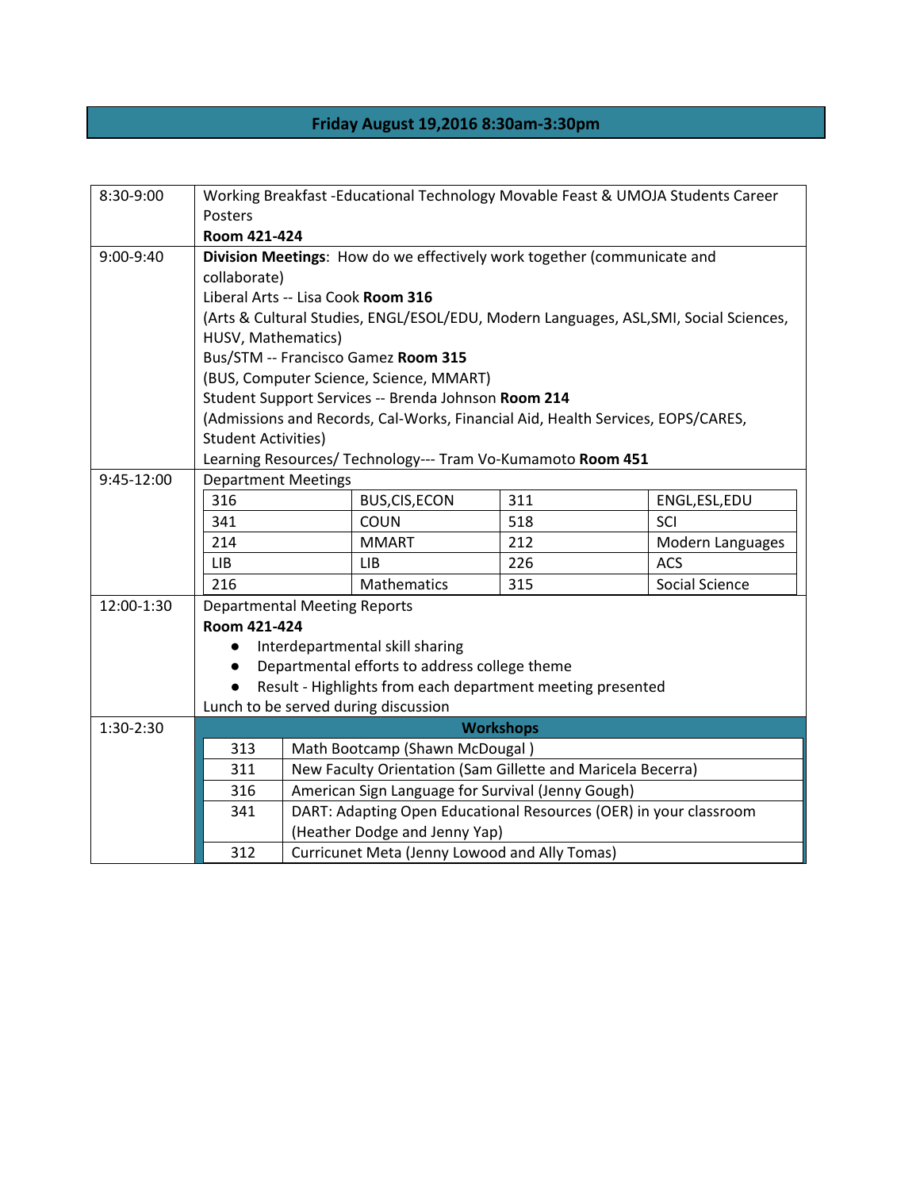## Friday August 19,2016 8:30am-3:30pm

| | |
|---|---|
| 8:30-9:00 | Working Breakfast -Educational Technology Movable Feast & UMOJA Students Career Posters<br>**Room 421-424** |
| 9:00-9:40 | **Division Meetings**: How do we effectively work together (communicate and collaborate)<br>Liberal Arts -- Lisa Cook **Room 316**<br>(Arts & Cultural Studies, ENGL/ESOL/EDU, Modern Languages, ASL,SMI, Social Sciences, HUSV, Mathematics)<br>Bus/STM -- Francisco Gamez **Room 315**<br>(BUS, Computer Science, Science, MMART)<br>Student Support Services -- Brenda Johnson **Room 214**<br>(Admissions and Records, Cal-Works, Financial Aid, Health Services, EOPS/CARES, Student Activities)<br>Learning Resources/ Technology--- Tram Vo-Kumamoto **Room 451** |
| 9:45-12:00 | Department Meetings |

| | | | |
|---|---|---|---|
| 316 | BUS,CIS,ECON | 311 | ENGL,ESL,EDU |
| 341 | COUN | 518 | SCI |
| 214 | MMART | 212 | Modern Languages |
| LIB | LIB | 226 | ACS |
| 216 | Mathematics | 315 | Social Science |

| | |
|---|---|
| 12:00-1:30 | Departmental Meeting Reports<br>**Room 421-424**<br>● Interdepartmental skill sharing<br>● Departmental efforts to address college theme<br>● Result - Highlights from each department meeting presented<br>Lunch to be served during discussion |
| 1:30-2:30 | **Workshops** |

| | |
|---|---|
| 313 | Math Bootcamp (Shawn McDougal ) |
| 311 | New Faculty Orientation (Sam Gillette and Maricela Becerra) |
| 316 | American Sign Language for Survival (Jenny Gough) |
| 341 | DART: Adapting Open Educational Resources (OER) in your classroom (Heather Dodge and Jenny Yap) |
| 312 | Curricunet Meta (Jenny Lowood and Ally Tomas) |